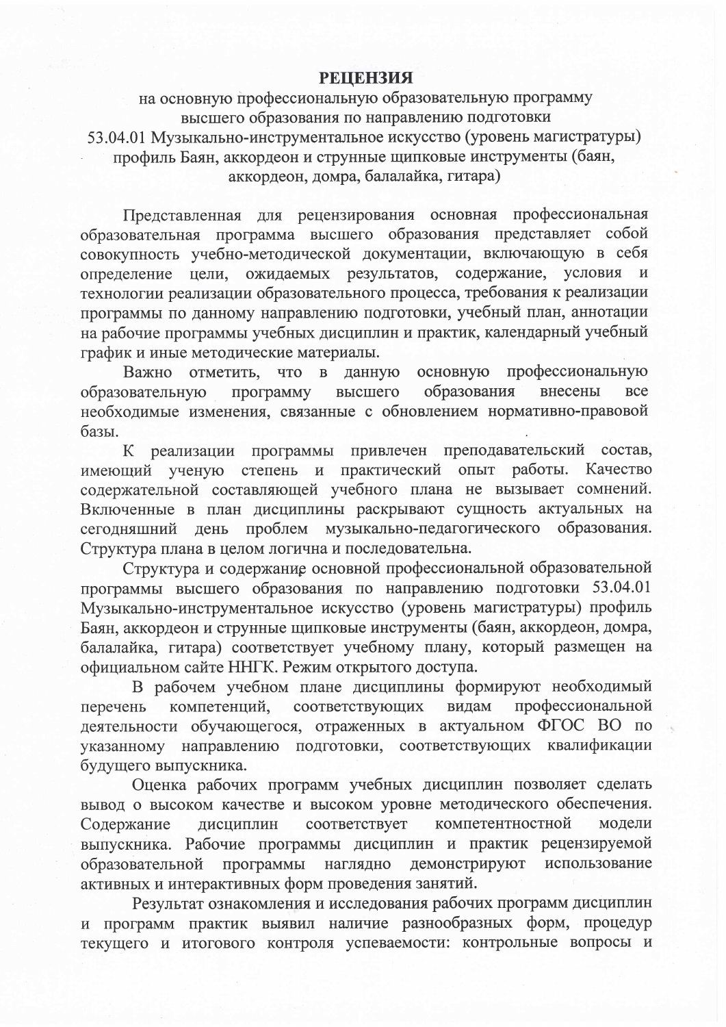# РЕЦЕНЗИЯ

на основную профессиональную образовательную программу высшего образования по направлению подготовки 53.04.01 Музыкально-инструментальное искусство (уровень магистратуры) профиль Баян, аккордеон и струнные щипковые инструменты (баян, аккордеон, домра, балалайка, гитара)

Представленная для рецензирования основная профессиональная образовательная программа высшего образования представляет собой совокупность учебно-методической документации, включающую в себя определение цели, ожидаемых результатов, содержание, условия и технологии реализации образовательного процесса, требования к реализации программы по данному направлению подготовки, учебный план, аннотации на рабочие программы учебных дисциплин и практик, календарный учебный график и иные методические материалы.

Важно отметить, что в данную основную профессиональную образовательную программу высшего образования внесены все необходимые изменения, связанные с обновлением нормативно-правовой базы.

К реализации программы привлечен преподавательский состав, имеющий ученую степень и практический опыт работы. Качество содержательной составляющей учебного плана не вызывает сомнений. Включенные в план дисциплины раскрывают сущность актуальных на сегодняшний день проблем музыкально-педагогического образования. Структура плана в целом логична и последовательна.

Структура и содержание основной профессиональной образовательной программы высшего образования по направлению подготовки 53.04.01 Музыкально-инструментальное искусство (уровень магистратуры) профиль Баян, аккордеон и струнные щипковые инструменты (баян, аккордеон, домра, балалайка, гитара) соответствует учебному плану, который размещен на официальном сайте ННГК. Режим открытого доступа.

В рабочем учебном плане дисциплины формируют необходимый перечень компетенций, соответствующих видам профессиональной деятельности обучающегося, отраженных в актуальном ФГОС ВО по указанному направлению подготовки, соответствующих квалификации будущего выпускника.

Оценка рабочих программ учебных дисциплин позволяет сделать вывод о высоком качестве и высоком уровне методического обеспечения. Содержание дисциплин соответствует компетентностной модели выпускника. Рабочие программы дисциплин и практик рецензируемой образовательной программы наглядно демонстрируют использование активных и интерактивных форм проведения занятий.

Результат ознакомления и исследования рабочих программ дисциплин и программ практик выявил наличие разнообразных форм, процедур текущего и итогового контроля успеваемости: контрольные вопросы и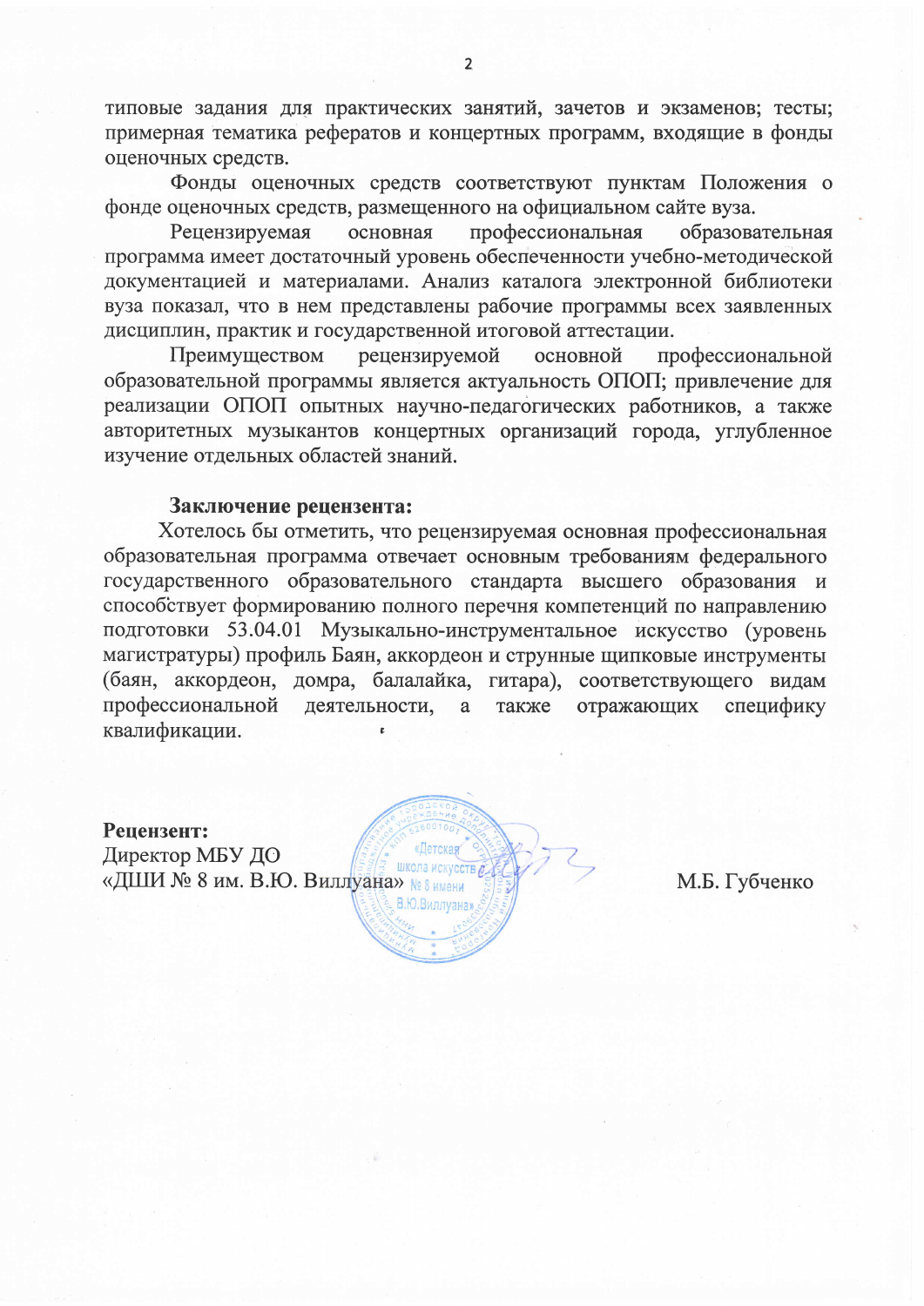типовые задания для практических занятий, зачетов и экзаменов; тесты; примерная тематика рефератов и концертных программ, входящие в фонды оценочных средств.

Фонды оценочных средств соответствуют пунктам Положения о фонде оценочных средств, размещенного на официальном сайте вуза.

Рецензируемая основная профессиональная образовательная программа имеет достаточный уровень обеспеченности учебно-методической документацией и материалами. Анализ каталога электронной библиотеки вуза показал, что в нем представлены рабочие программы всех заявленных дисциплин, практик и государственной итоговой аттестации.

Преимуществом рецензируемой основной профессиональной образовательной программы является актуальность ОПОП; привлечение для реализации ОПОП опытных научно-педагогических работников, а также авторитетных музыкантов концертных организаций города, углубленное изучение отдельных областей знаний.

**Заключение рецензента:**

Хотелось бы отметить, что рецензируемая основная профессиональная образовательная программа отвечает основным требованиям федерального государственного образовательного стандарта высшего образования и способствует формированию полного перечня компетенций по направлению подготовки 53.04.01 Музыкально-инструментальное искусство (уровень магистратуры) профиль Баян, аккордеон и струнные щипковые инструменты (баян, аккордеон, домра, балалайка, гитара), соответствующего видам профессиональной деятельности, а также отражающих специфику квалификации.

**Рецензент:**
Директор МБУ ДО
«ДШИ № 8 им. В.Ю. Виллуана» М.Б. Губченко